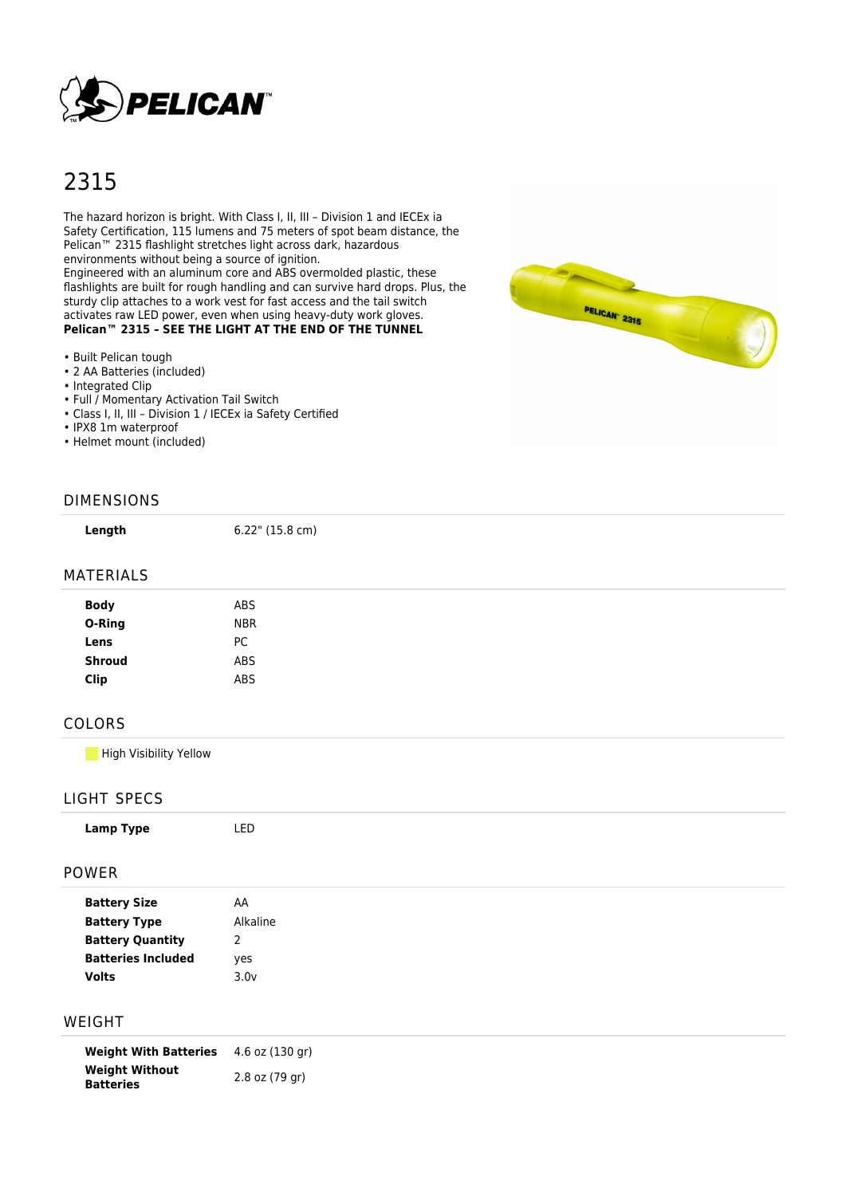# 2315

The hazard horizon is bright. With Class I, II, III – Division 1 and IECEx ia Safety Certification, 115 lumens and 75 meters of spot beam distance, the Pelican™ 2315 flashlight stretches light across dark, hazardous environments without being a source of ignition.
Engineered with an aluminum core and ABS overmolded plastic, these flashlights are built for rough handling and can survive hard drops. Plus, the sturdy clip attaches to a work vest for fast access and the tail switch activates raw LED power, even when using heavy-duty work gloves.
**Pelican™ 2315 – SEE THE LIGHT AT THE END OF THE TUNNEL**

- Built Pelican tough
- 2 AA Batteries (included)
- Integrated Clip
- Full / Momentary Activation Tail Switch
- Class I, II, III – Division 1 / IECEx ia Safety Certified
- IPX8 1m waterproof
- Helmet mount (included)

## DIMENSIONS

| | |
|---|---|
| **Length** | 6.22" (15.8 cm) |

## MATERIALS

| | |
|---|---|
| **Body** | ABS |
| **O-Ring** | NBR |
| **Lens** | PC |
| **Shroud** | ABS |
| **Clip** | ABS |

## COLORS

High Visibility Yellow

## LIGHT SPECS

| | |
|---|---|
| **Lamp Type** | LED |

## POWER

| | |
|---|---|
| **Battery Size** | AA |
| **Battery Type** | Alkaline |
| **Battery Quantity** | 2 |
| **Batteries Included** | yes |
| **Volts** | 3.0v |

## WEIGHT

| | |
|---|---|
| **Weight With Batteries** | 4.6 oz (130 gr) |
| **Weight Without Batteries** | 2.8 oz (79 gr) |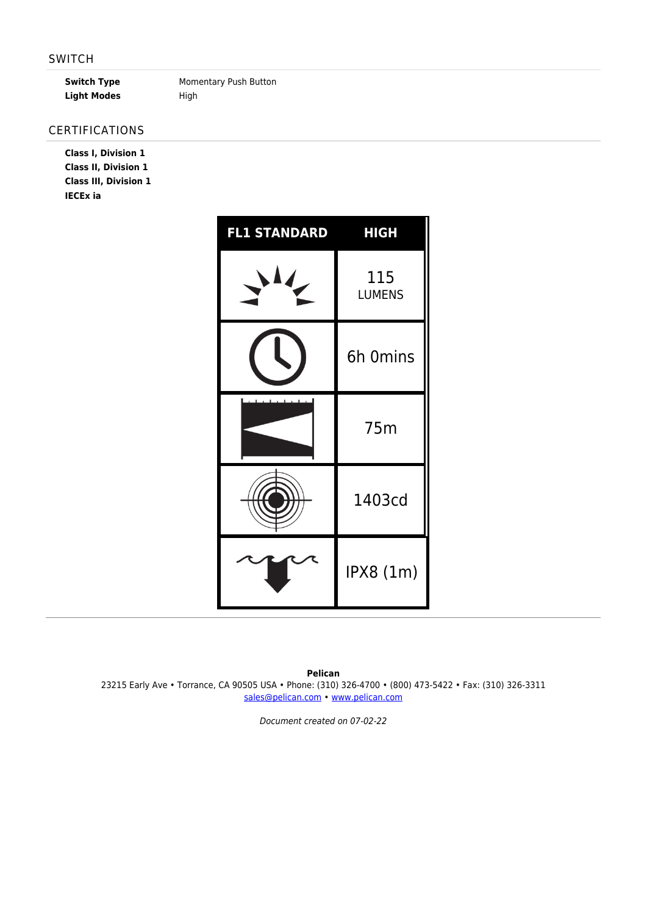## SWITCH

| | |
|---|---|
| **Switch Type** | Momentary Push Button |
| **Light Modes** | High |

## CERTIFICATIONS

**Class I, Division 1**
**Class II, Division 1**
**Class III, Division 1**
**IECEx ia**

| FL1 STANDARD | HIGH |
|---|---|
| | 115 LUMENS |
| | 6h 0mins |
| | 75m |
| | 1403cd |
| | IPX8 (1m) |

**Pelican**
23215 Early Ave • Torrance, CA 90505 USA • Phone: (310) 326-4700 • (800) 473-5422 • Fax: (310) 326-3311
sales@pelican.com • www.pelican.com

*Document created on 07-02-22*